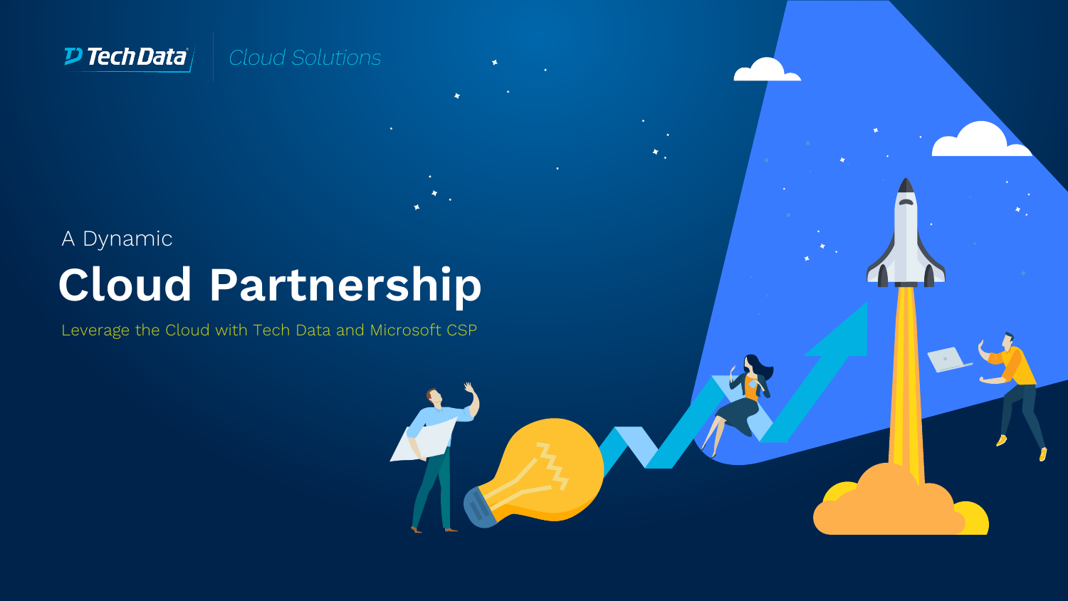Tech Data | Cloud Solutions

A Dynamic

# Cloud Partnership

Leverage the Cloud with Tech Data and Microsoft CSP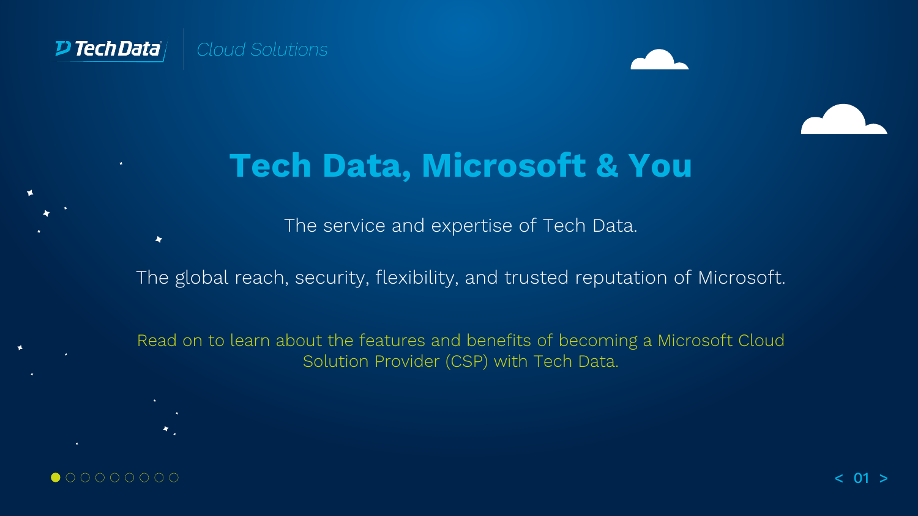Tech Data | *Cloud Solutions*

# Tech Data, Microsoft & You

The service and expertise of Tech Data.

The global reach, security, flexibility, and trusted reputation of Microsoft.

Read on to learn about the features and benefits of becoming a Microsoft Cloud Solution Provider (CSP) with Tech Data.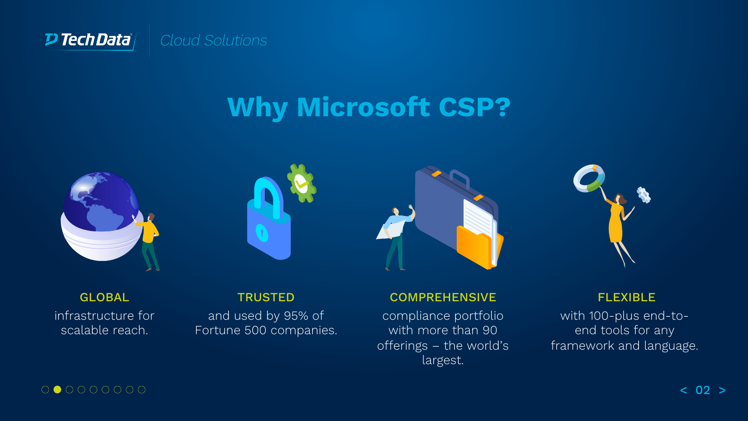# Why Microsoft CSP?

**GLOBAL**
infrastructure for scalable reach.

**TRUSTED**
and used by 95% of Fortune 500 companies.

**COMPREHENSIVE**
compliance portfolio with more than 90 offerings – the world's largest.

**FLEXIBLE**
with 100-plus end-to-end tools for any framework and language.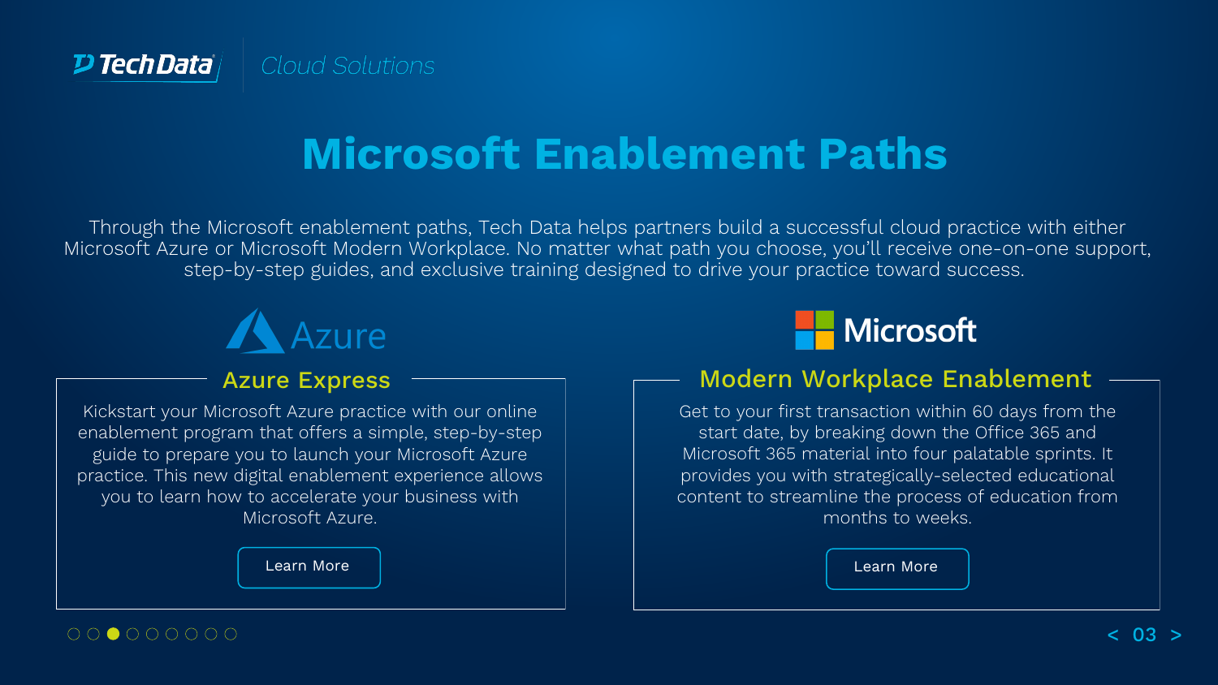Tech Data | *Cloud Solutions*

# Microsoft Enablement Paths

Through the Microsoft enablement paths, Tech Data helps partners build a successful cloud practice with either Microsoft Azure or Microsoft Modern Workplace. No matter what path you choose, you'll receive one-on-one support, step-by-step guides, and exclusive training designed to drive your practice toward success.

Azure

## Azure Express

Kickstart your Microsoft Azure practice with our online enablement program that offers a simple, step-by-step guide to prepare you to launch your Microsoft Azure practice. This new digital enablement experience allows you to learn how to accelerate your business with Microsoft Azure.

Learn More

Microsoft

## Modern Workplace Enablement

Get to your first transaction within 60 days from the start date, by breaking down the Office 365 and Microsoft 365 material into four palatable sprints. It provides you with strategically-selected educational content to streamline the process of education from months to weeks.

Learn More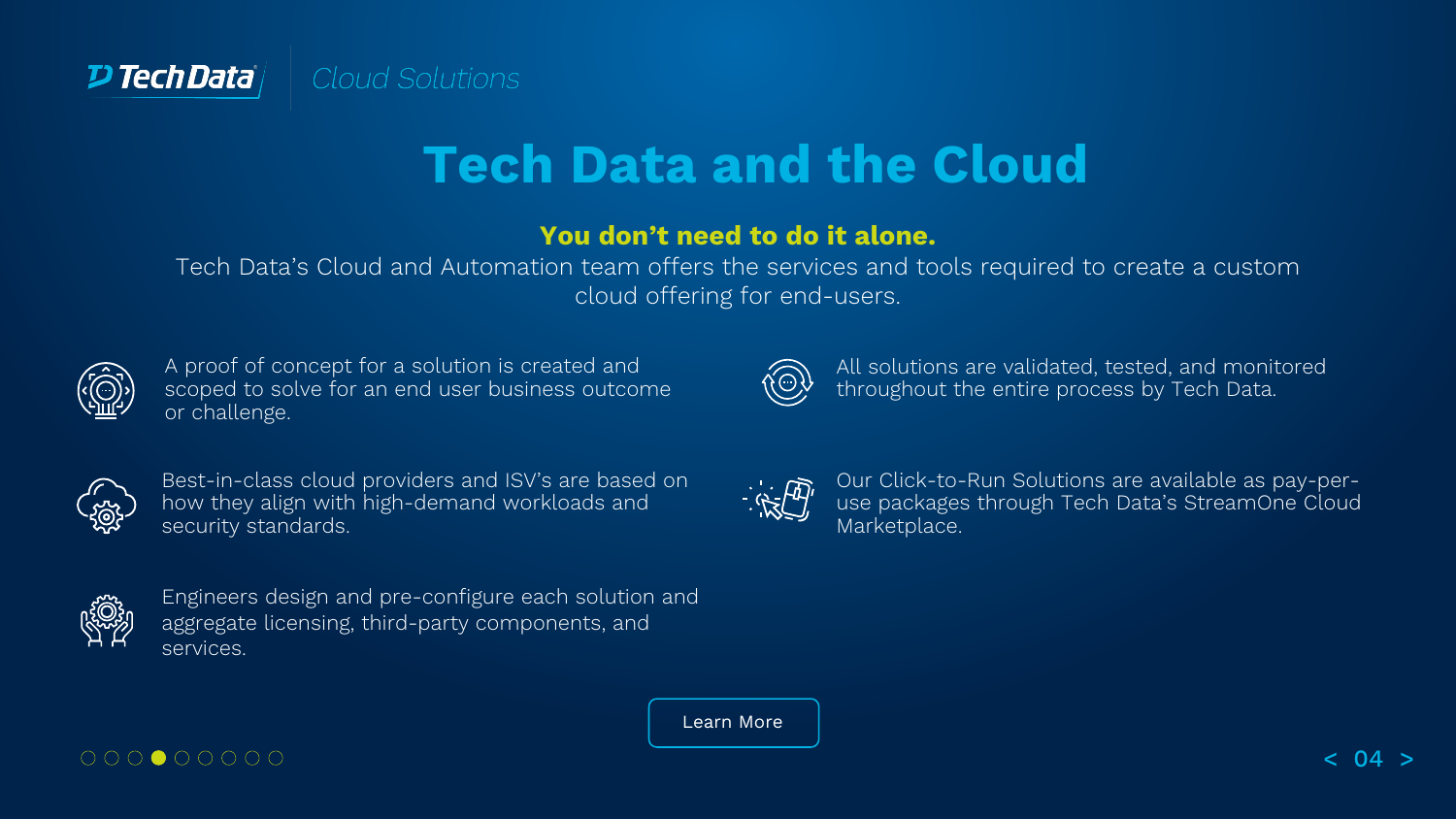Tech Data | *Cloud Solutions*

# Tech Data and the Cloud

**You don't need to do it alone.**

Tech Data's Cloud and Automation team offers the services and tools required to create a custom cloud offering for end-users.

- A proof of concept for a solution is created and scoped to solve for an end user business outcome or challenge.
- Best-in-class cloud providers and ISV's are based on how they align with high-demand workloads and security standards.
- Engineers design and pre-configure each solution and aggregate licensing, third-party components, and services.
- All solutions are validated, tested, and monitored throughout the entire process by Tech Data.
- Our Click-to-Run Solutions are available as pay-per-use packages through Tech Data's StreamOne Cloud Marketplace.

Learn More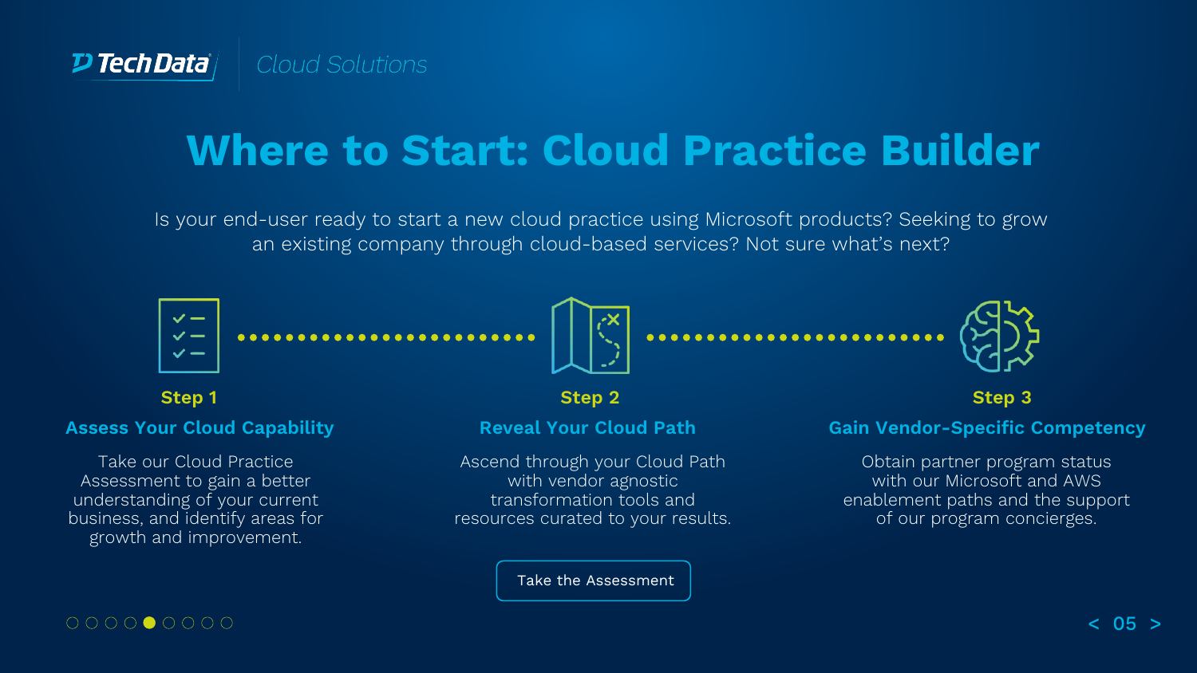# Where to Start: Cloud Practice Builder

Is your end-user ready to start a new cloud practice using Microsoft products? Seeking to grow an existing company through cloud-based services? Not sure what's next?

### Step 1

**Assess Your Cloud Capability**

Take our Cloud Practice Assessment to gain a better understanding of your current business, and identify areas for growth and improvement.

### Step 2

**Reveal Your Cloud Path**

Ascend through your Cloud Path with vendor agnostic transformation tools and resources curated to your results.

### Step 3

**Gain Vendor-Specific Competency**

Obtain partner program status with our Microsoft and AWS enablement paths and the support of our program concierges.

Take the Assessment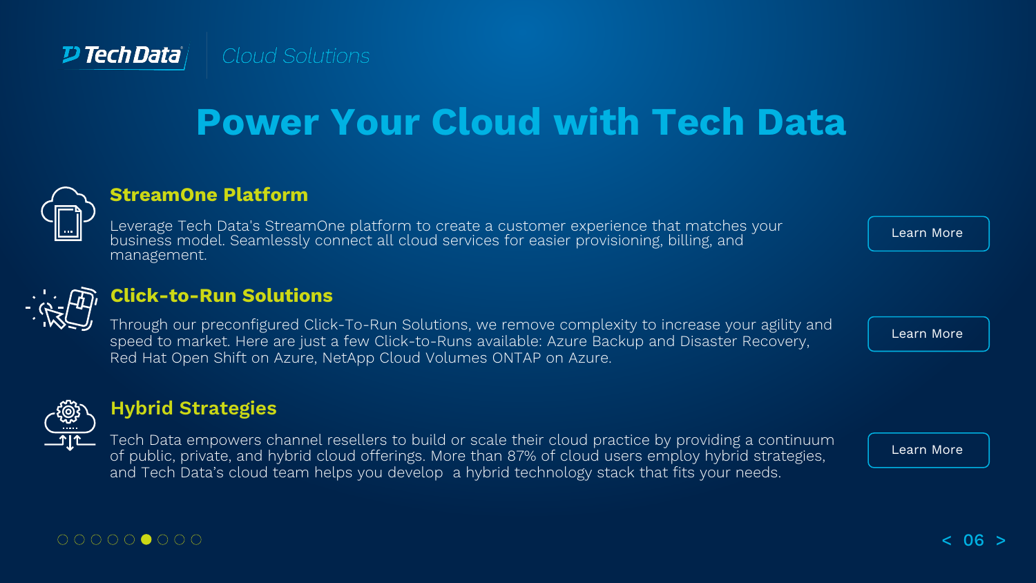Tech Data | *Cloud Solutions*

# Power Your Cloud with Tech Data

## StreamOne Platform

Leverage Tech Data's StreamOne platform to create a customer experience that matches your business model. Seamlessly connect all cloud services for easier provisioning, billing, and management.

Learn More

## Click-to-Run Solutions

Through our preconfigured Click-To-Run Solutions, we remove complexity to increase your agility and speed to market. Here are just a few Click-to-Runs available: Azure Backup and Disaster Recovery, Red Hat Open Shift on Azure, NetApp Cloud Volumes ONTAP on Azure.

Learn More

## Hybrid Strategies

Tech Data empowers channel resellers to build or scale their cloud practice by providing a continuum of public, private, and hybrid cloud offerings. More than 87% of cloud users employ hybrid strategies, and Tech Data's cloud team helps you develop a hybrid technology stack that fits your needs.

Learn More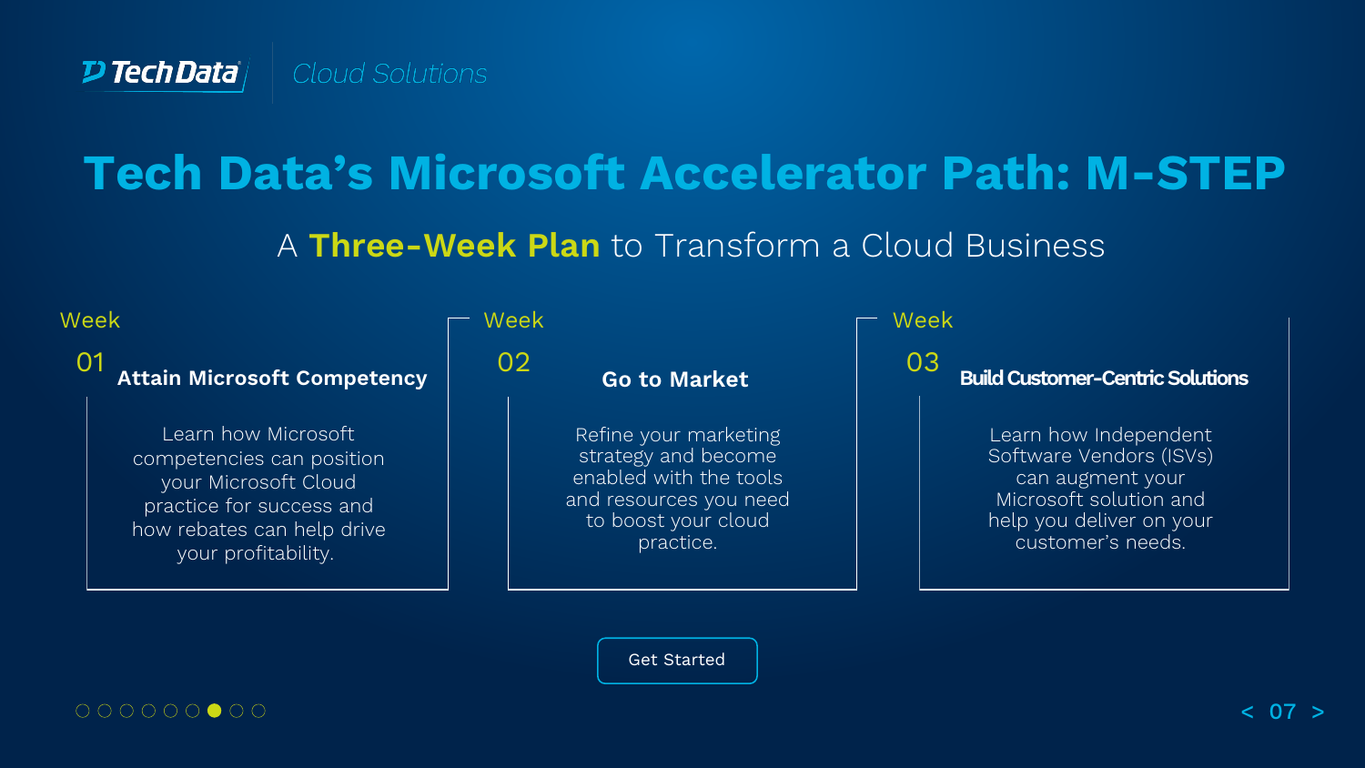Tech Data | Cloud Solutions

# Tech Data's Microsoft Accelerator Path: M-STEP

## A **Three-Week Plan** to Transform a Cloud Business

### Week 01 — Attain Microsoft Competency

Learn how Microsoft competencies can position your Microsoft Cloud practice for success and how rebates can help drive your profitability.

### Week 02 — Go to Market

Refine your marketing strategy and become enabled with the tools and resources you need to boost your cloud practice.

### Week 03 — Build Customer-Centric Solutions

Learn how Independent Software Vendors (ISVs) can augment your Microsoft solution and help you deliver on your customer's needs.

Get Started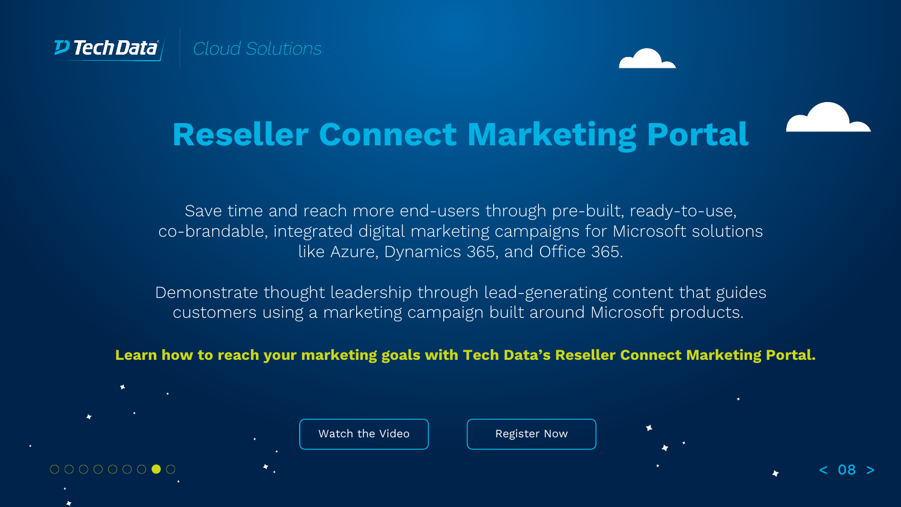Tech Data | *Cloud Solutions*

# Reseller Connect Marketing Portal

Save time and reach more end-users through pre-built, ready-to-use, co-brandable, integrated digital marketing campaigns for Microsoft solutions like Azure, Dynamics 365, and Office 365.

Demonstrate thought leadership through lead-generating content that guides customers using a marketing campaign built around Microsoft products.

**Learn how to reach your marketing goals with Tech Data's Reseller Connect Marketing Portal.**

Watch the Video

Register Now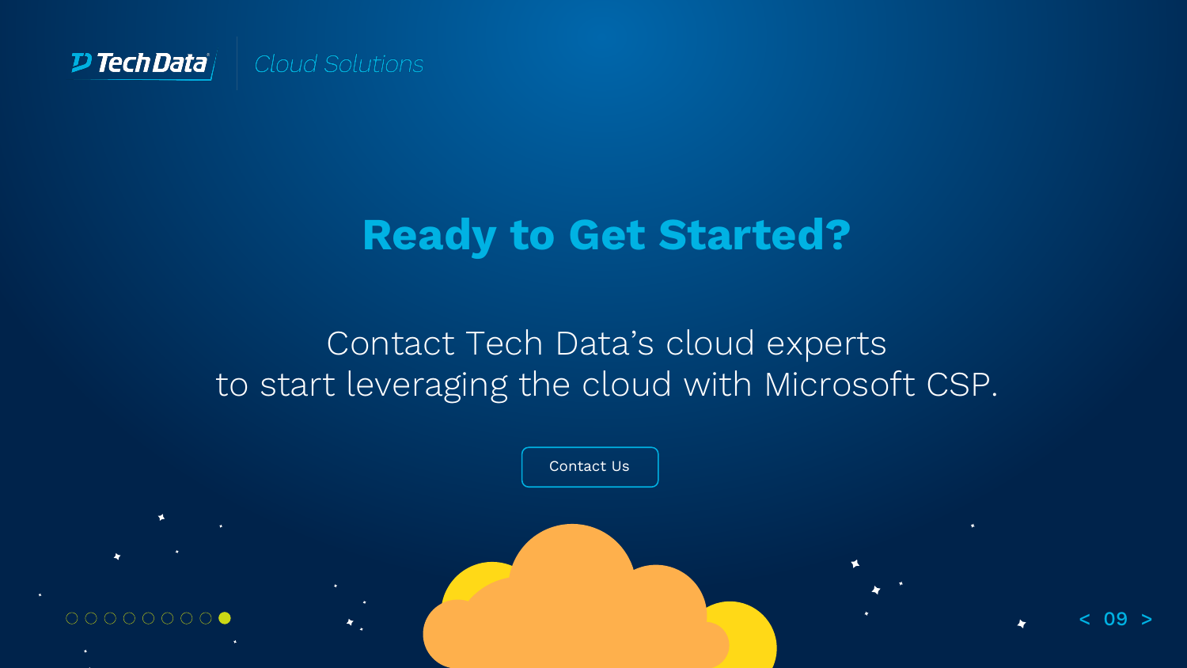Tech Data | Cloud Solutions

# Ready to Get Started?

Contact Tech Data's cloud experts
to start leveraging the cloud with Microsoft CSP.

Contact Us